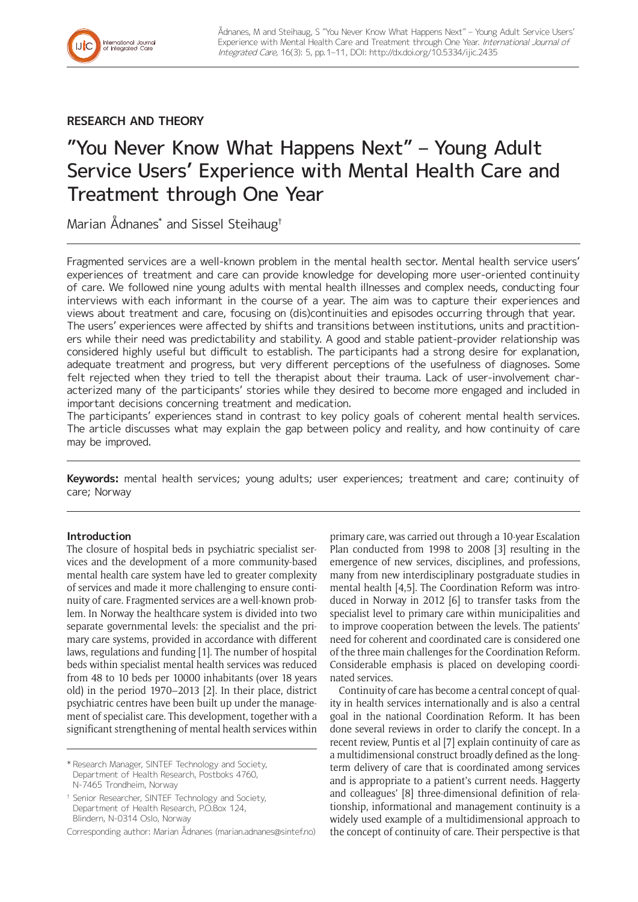## RESEARCH AND THEORY

# "You Never Know What Happens Next" – Young Adult Service Users' Experience with Mental Health Care and Treatment through One Year

Marian Ådnanes[*] and Sissel Steihaug[†]

Fragmented services are a well-known problem in the mental health sector. Mental health service users' experiences of treatment and care can provide knowledge for developing more user-oriented continuity of care. We followed nine young adults with mental health illnesses and complex needs, conducting four interviews with each informant in the course of a year. The aim was to capture their experiences and views about treatment and care, focusing on (dis)continuities and episodes occurring through that year.

The users' experiences were affected by shifts and transitions between institutions, units and practitioners while their need was predictability and stability. A good and stable patient-provider relationship was considered highly useful but difficult to establish. The participants had a strong desire for explanation, adequate treatment and progress, but very different perceptions of the usefulness of diagnoses. Some felt rejected when they tried to tell the therapist about their trauma. Lack of user-involvement characterized many of the participants' stories while they desired to become more engaged and included in important decisions concerning treatment and medication.

The participants' experiences stand in contrast to key policy goals of coherent mental health services. The article discusses what may explain the gap between policy and reality, and how continuity of care may be improved.

**Keywords:** mental health services; young adults; user experiences; treatment and care; continuity of care; Norway

### Introduction

The closure of hospital beds in psychiatric specialist services and the development of a more community-based mental health care system have led to greater complexity of services and made it more challenging to ensure continuity of care. Fragmented services are a well-known problem. In Norway the healthcare system is divided into two separate governmental levels: the specialist and the primary care systems, provided in accordance with different laws, regulations and funding [1]. The number of hospital beds within specialist mental health services was reduced from 48 to 10 beds per 10000 inhabitants (over 18 years old) in the period 1970–2013 [2]. In their place, district psychiatric centres have been built up under the management of specialist care. This development, together with a significant strengthening of mental health services within primary care, was carried out through a 10-year Escalation Plan conducted from 1998 to 2008 [3] resulting in the emergence of new services, disciplines, and professions, many from new interdisciplinary postgraduate studies in mental health [4,5]. The Coordination Reform was introduced in Norway in 2012 [6] to transfer tasks from the specialist level to primary care within municipalities and to improve cooperation between the levels. The patients' need for coherent and coordinated care is considered one of the three main challenges for the Coordination Reform. Considerable emphasis is placed on developing coordinated services.

Continuity of care has become a central concept of quality in health services internationally and is also a central goal in the national Coordination Reform. It has been done several reviews in order to clarify the concept. In a recent review, Puntis et al [7] explain continuity of care as a multidimensional construct broadly defined as the long-term delivery of care that is coordinated among services and is appropriate to a patient's current needs. Haggerty and colleagues' [8] three-dimensional definition of relationship, informational and management continuity is a widely used example of a multidimensional approach to the concept of continuity of care. Their perspective is that

[*] Research Manager, SINTEF Technology and Society, Department of Health Research, Postboks 4760, N-7465 Trondheim, Norway

[†] Senior Researcher, SINTEF Technology and Society, Department of Health Research, P.O.Box 124, Blindern, N-0314 Oslo, Norway

Corresponding author: Marian Ådnanes (marian.adnanes@sintef.no)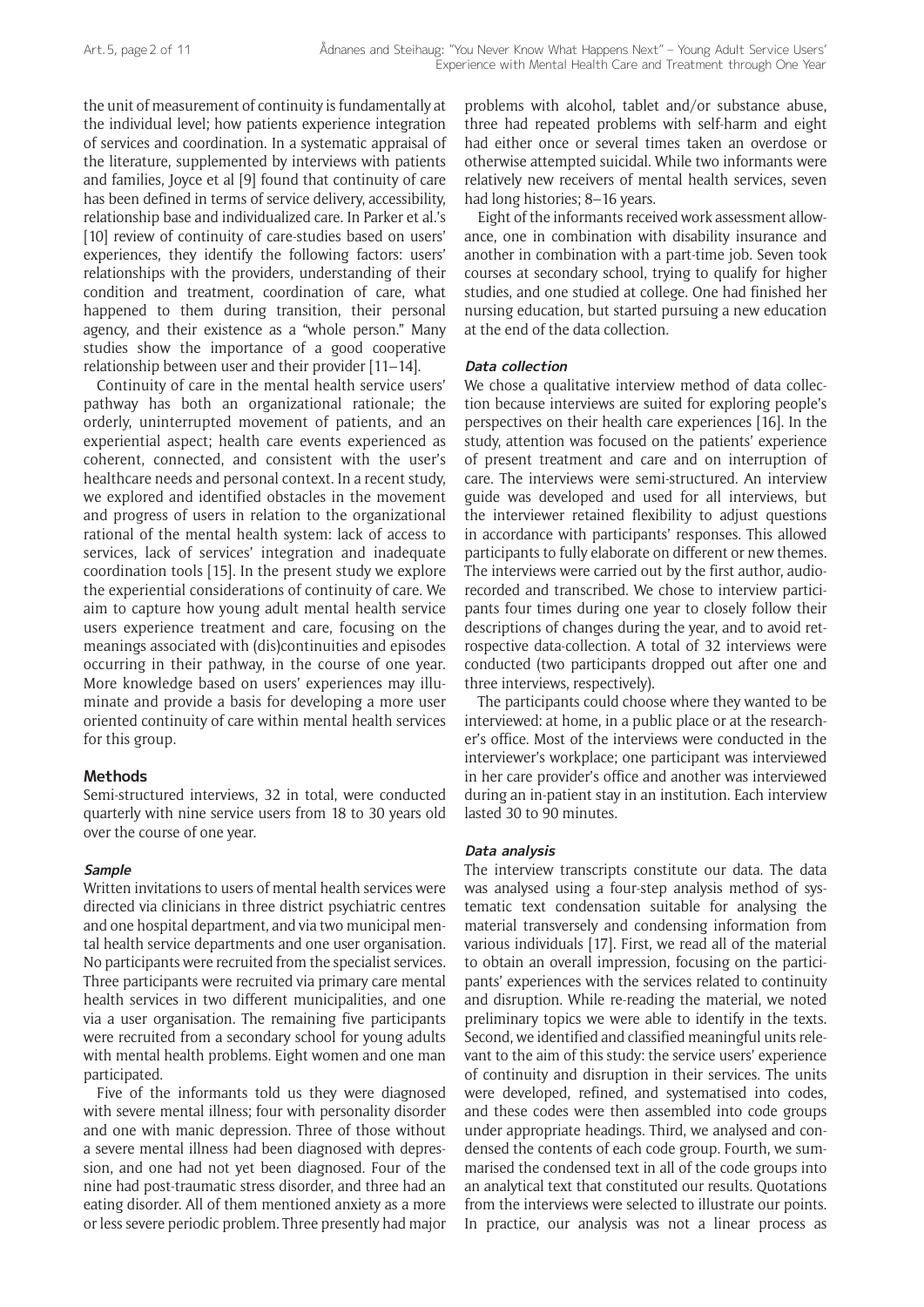the unit of measurement of continuity is fundamentally at the individual level; how patients experience integration of services and coordination. In a systematic appraisal of the literature, supplemented by interviews with patients and families, Joyce et al [9] found that continuity of care has been defined in terms of service delivery, accessibility, relationship base and individualized care. In Parker et al.'s [10] review of continuity of care-studies based on users' experiences, they identify the following factors: users' relationships with the providers, understanding of their condition and treatment, coordination of care, what happened to them during transition, their personal agency, and their existence as a "whole person." Many studies show the importance of a good cooperative relationship between user and their provider [11–14].

Continuity of care in the mental health service users' pathway has both an organizational rationale; the orderly, uninterrupted movement of patients, and an experiential aspect; health care events experienced as coherent, connected, and consistent with the user's healthcare needs and personal context. In a recent study, we explored and identified obstacles in the movement and progress of users in relation to the organizational rational of the mental health system: lack of access to services, lack of services' integration and inadequate coordination tools [15]. In the present study we explore the experiential considerations of continuity of care. We aim to capture how young adult mental health service users experience treatment and care, focusing on the meanings associated with (dis)continuities and episodes occurring in their pathway, in the course of one year. More knowledge based on users' experiences may illuminate and provide a basis for developing a more user oriented continuity of care within mental health services for this group.

## Methods

Semi-structured interviews, 32 in total, were conducted quarterly with nine service users from 18 to 30 years old over the course of one year.

### Sample

Written invitations to users of mental health services were directed via clinicians in three district psychiatric centres and one hospital department, and via two municipal mental health service departments and one user organisation. No participants were recruited from the specialist services. Three participants were recruited via primary care mental health services in two different municipalities, and one via a user organisation. The remaining five participants were recruited from a secondary school for young adults with mental health problems. Eight women and one man participated.

Five of the informants told us they were diagnosed with severe mental illness; four with personality disorder and one with manic depression. Three of those without a severe mental illness had been diagnosed with depression, and one had not yet been diagnosed. Four of the nine had post-traumatic stress disorder, and three had an eating disorder. All of them mentioned anxiety as a more or less severe periodic problem. Three presently had major problems with alcohol, tablet and/or substance abuse, three had repeated problems with self-harm and eight had either once or several times taken an overdose or otherwise attempted suicidal. While two informants were relatively new receivers of mental health services, seven had long histories; 8–16 years.

Eight of the informants received work assessment allowance, one in combination with disability insurance and another in combination with a part-time job. Seven took courses at secondary school, trying to qualify for higher studies, and one studied at college. One had finished her nursing education, but started pursuing a new education at the end of the data collection.

### Data collection

We chose a qualitative interview method of data collection because interviews are suited for exploring people's perspectives on their health care experiences [16]. In the study, attention was focused on the patients' experience of present treatment and care and on interruption of care. The interviews were semi-structured. An interview guide was developed and used for all interviews, but the interviewer retained flexibility to adjust questions in accordance with participants' responses. This allowed participants to fully elaborate on different or new themes. The interviews were carried out by the first author, audio-recorded and transcribed. We chose to interview participants four times during one year to closely follow their descriptions of changes during the year, and to avoid retrospective data-collection. A total of 32 interviews were conducted (two participants dropped out after one and three interviews, respectively).

The participants could choose where they wanted to be interviewed: at home, in a public place or at the researcher's office. Most of the interviews were conducted in the interviewer's workplace; one participant was interviewed in her care provider's office and another was interviewed during an in-patient stay in an institution. Each interview lasted 30 to 90 minutes.

### Data analysis

The interview transcripts constitute our data. The data was analysed using a four-step analysis method of systematic text condensation suitable for analysing the material transversely and condensing information from various individuals [17]. First, we read all of the material to obtain an overall impression, focusing on the participants' experiences with the services related to continuity and disruption. While re-reading the material, we noted preliminary topics we were able to identify in the texts. Second, we identified and classified meaningful units relevant to the aim of this study: the service users' experience of continuity and disruption in their services. The units were developed, refined, and systematised into codes, and these codes were then assembled into code groups under appropriate headings. Third, we analysed and condensed the contents of each code group. Fourth, we summarised the condensed text in all of the code groups into an analytical text that constituted our results. Quotations from the interviews were selected to illustrate our points. In practice, our analysis was not a linear process as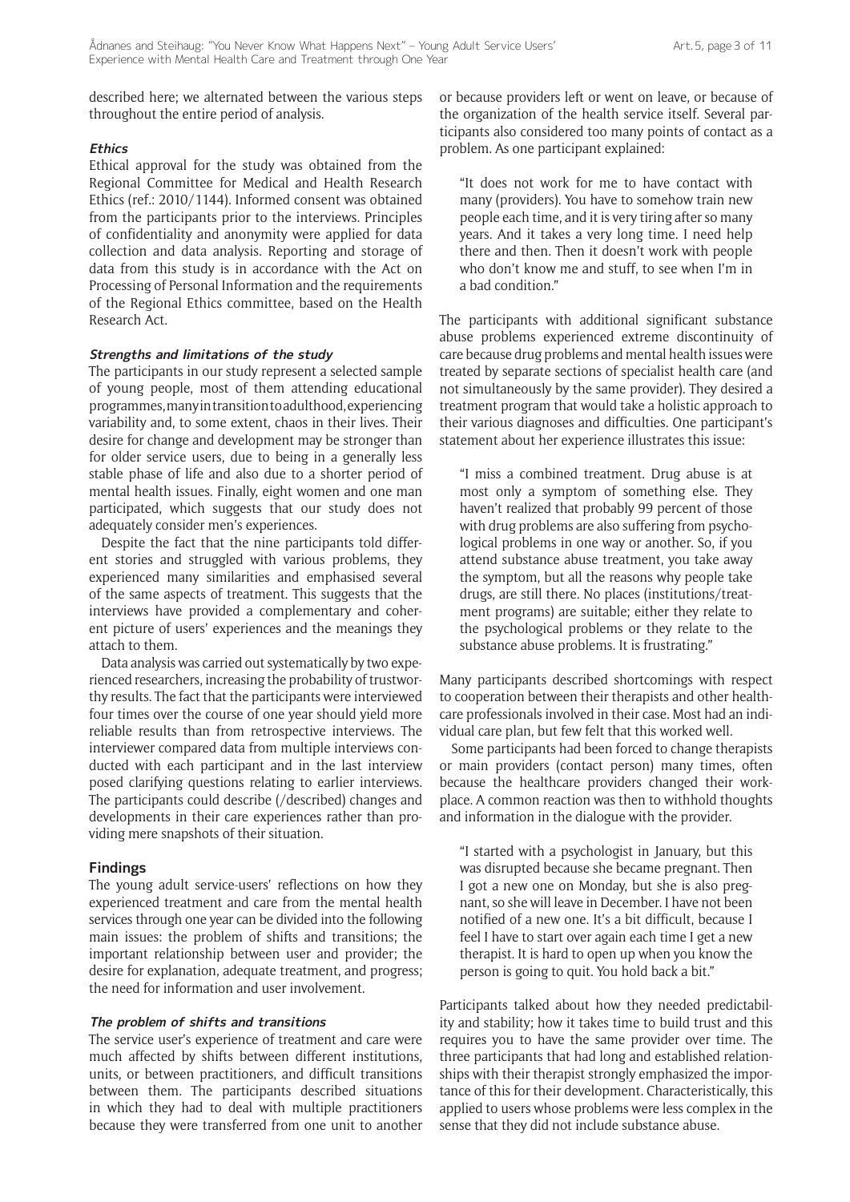described here; we alternated between the various steps throughout the entire period of analysis.

#### *Ethics*

Ethical approval for the study was obtained from the Regional Committee for Medical and Health Research Ethics (ref.: 2010/1144). Informed consent was obtained from the participants prior to the interviews. Principles of confidentiality and anonymity were applied for data collection and data analysis. Reporting and storage of data from this study is in accordance with the Act on Processing of Personal Information and the requirements of the Regional Ethics committee, based on the Health Research Act.

#### *Strengths and limitations of the study*

The participants in our study represent a selected sample of young people, most of them attending educational programmes, many in transition to adulthood, experiencing variability and, to some extent, chaos in their lives. Their desire for change and development may be stronger than for older service users, due to being in a generally less stable phase of life and also due to a shorter period of mental health issues. Finally, eight women and one man participated, which suggests that our study does not adequately consider men's experiences.

Despite the fact that the nine participants told different stories and struggled with various problems, they experienced many similarities and emphasised several of the same aspects of treatment. This suggests that the interviews have provided a complementary and coherent picture of users' experiences and the meanings they attach to them.

Data analysis was carried out systematically by two experienced researchers, increasing the probability of trustworthy results. The fact that the participants were interviewed four times over the course of one year should yield more reliable results than from retrospective interviews. The interviewer compared data from multiple interviews conducted with each participant and in the last interview posed clarifying questions relating to earlier interviews. The participants could describe (/described) changes and developments in their care experiences rather than providing mere snapshots of their situation.

### Findings

The young adult service-users' reflections on how they experienced treatment and care from the mental health services through one year can be divided into the following main issues: the problem of shifts and transitions; the important relationship between user and provider; the desire for explanation, adequate treatment, and progress; the need for information and user involvement.

#### *The problem of shifts and transitions*

The service user's experience of treatment and care were much affected by shifts between different institutions, units, or between practitioners, and difficult transitions between them. The participants described situations in which they had to deal with multiple practitioners because they were transferred from one unit to another or because providers left or went on leave, or because of the organization of the health service itself. Several participants also considered too many points of contact as a problem. As one participant explained:

> "It does not work for me to have contact with many (providers). You have to somehow train new people each time, and it is very tiring after so many years. And it takes a very long time. I need help there and then. Then it doesn't work with people who don't know me and stuff, to see when I'm in a bad condition."

The participants with additional significant substance abuse problems experienced extreme discontinuity of care because drug problems and mental health issues were treated by separate sections of specialist health care (and not simultaneously by the same provider). They desired a treatment program that would take a holistic approach to their various diagnoses and difficulties. One participant's statement about her experience illustrates this issue:

> "I miss a combined treatment. Drug abuse is at most only a symptom of something else. They haven't realized that probably 99 percent of those with drug problems are also suffering from psychological problems in one way or another. So, if you attend substance abuse treatment, you take away the symptom, but all the reasons why people take drugs, are still there. No places (institutions/treatment programs) are suitable; either they relate to the psychological problems or they relate to the substance abuse problems. It is frustrating."

Many participants described shortcomings with respect to cooperation between their therapists and other healthcare professionals involved in their case. Most had an individual care plan, but few felt that this worked well.

Some participants had been forced to change therapists or main providers (contact person) many times, often because the healthcare providers changed their workplace. A common reaction was then to withhold thoughts and information in the dialogue with the provider.

> "I started with a psychologist in January, but this was disrupted because she became pregnant. Then I got a new one on Monday, but she is also pregnant, so she will leave in December. I have not been notified of a new one. It's a bit difficult, because I feel I have to start over again each time I get a new therapist. It is hard to open up when you know the person is going to quit. You hold back a bit."

Participants talked about how they needed predictability and stability; how it takes time to build trust and this requires you to have the same provider over time. The three participants that had long and established relationships with their therapist strongly emphasized the importance of this for their development. Characteristically, this applied to users whose problems were less complex in the sense that they did not include substance abuse.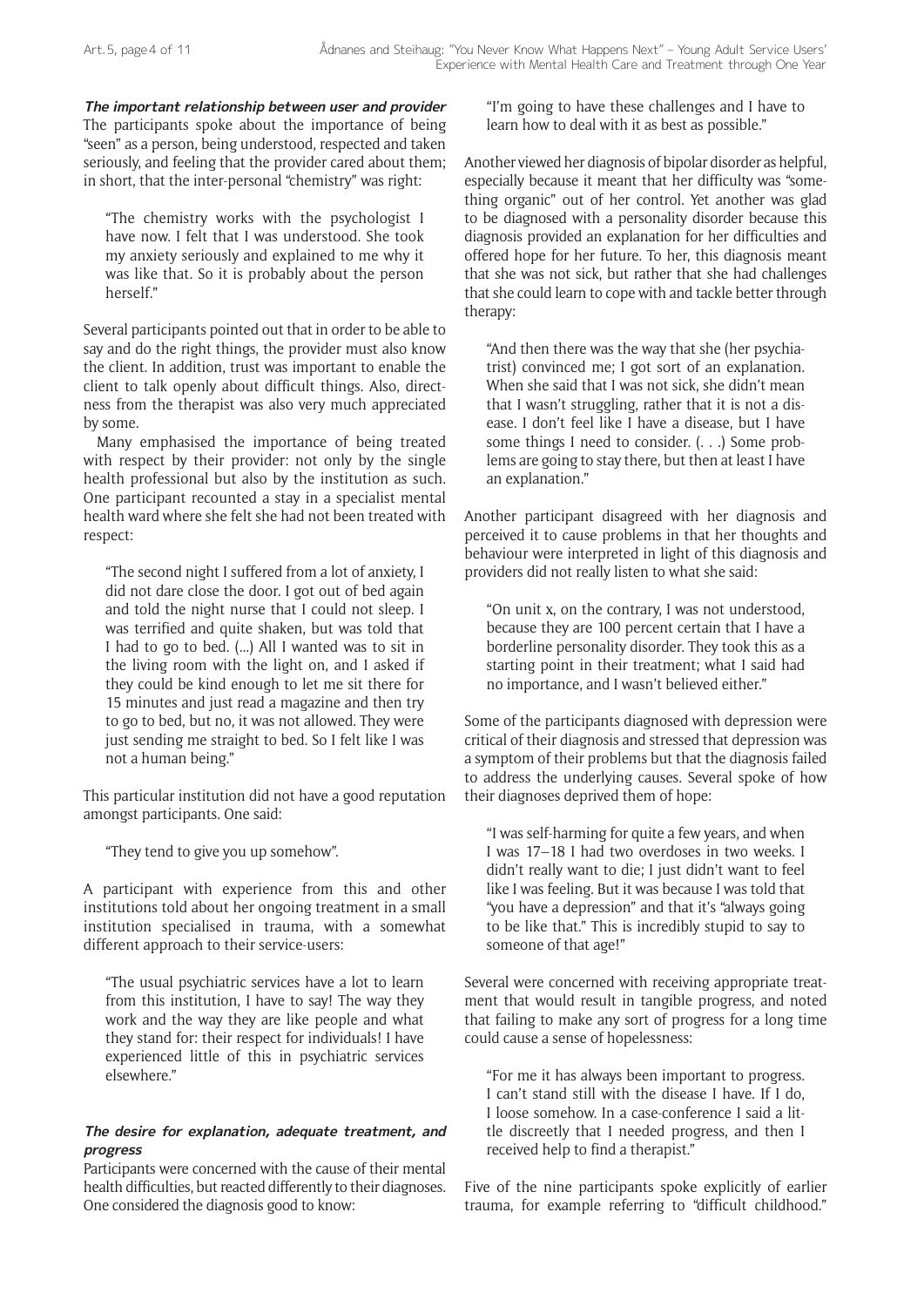#### *The important relationship between user and provider*

The participants spoke about the importance of being "seen" as a person, being understood, respected and taken seriously, and feeling that the provider cared about them; in short, that the inter-personal "chemistry" was right:

> "The chemistry works with the psychologist I have now. I felt that I was understood. She took my anxiety seriously and explained to me why it was like that. So it is probably about the person herself."

Several participants pointed out that in order to be able to say and do the right things, the provider must also know the client. In addition, trust was important to enable the client to talk openly about difficult things. Also, directness from the therapist was also very much appreciated by some.

Many emphasised the importance of being treated with respect by their provider: not only by the single health professional but also by the institution as such. One participant recounted a stay in a specialist mental health ward where she felt she had not been treated with respect:

> "The second night I suffered from a lot of anxiety, I did not dare close the door. I got out of bed again and told the night nurse that I could not sleep. I was terrified and quite shaken, but was told that I had to go to bed. (...) All I wanted was to sit in the living room with the light on, and I asked if they could be kind enough to let me sit there for 15 minutes and just read a magazine and then try to go to bed, but no, it was not allowed. They were just sending me straight to bed. So I felt like I was not a human being."

This particular institution did not have a good reputation amongst participants. One said:

> "They tend to give you up somehow".

A participant with experience from this and other institutions told about her ongoing treatment in a small institution specialised in trauma, with a somewhat different approach to their service-users:

> "The usual psychiatric services have a lot to learn from this institution, I have to say! The way they work and the way they are like people and what they stand for: their respect for individuals! I have experienced little of this in psychiatric services elsewhere."

#### *The desire for explanation, adequate treatment, and progress*

Participants were concerned with the cause of their mental health difficulties, but reacted differently to their diagnoses. One considered the diagnosis good to know:

> "I'm going to have these challenges and I have to learn how to deal with it as best as possible."

Another viewed her diagnosis of bipolar disorder as helpful, especially because it meant that her difficulty was "something organic" out of her control. Yet another was glad to be diagnosed with a personality disorder because this diagnosis provided an explanation for her difficulties and offered hope for her future. To her, this diagnosis meant that she was not sick, but rather that she had challenges that she could learn to cope with and tackle better through therapy:

> "And then there was the way that she (her psychiatrist) convinced me; I got sort of an explanation. When she said that I was not sick, she didn't mean that I wasn't struggling, rather that it is not a disease. I don't feel like I have a disease, but I have some things I need to consider. (. . .) Some problems are going to stay there, but then at least I have an explanation."

Another participant disagreed with her diagnosis and perceived it to cause problems in that her thoughts and behaviour were interpreted in light of this diagnosis and providers did not really listen to what she said:

> "On unit x, on the contrary, I was not understood, because they are 100 percent certain that I have a borderline personality disorder. They took this as a starting point in their treatment; what I said had no importance, and I wasn't believed either."

Some of the participants diagnosed with depression were critical of their diagnosis and stressed that depression was a symptom of their problems but that the diagnosis failed to address the underlying causes. Several spoke of how their diagnoses deprived them of hope:

> "I was self-harming for quite a few years, and when I was 17–18 I had two overdoses in two weeks. I didn't really want to die; I just didn't want to feel like I was feeling. But it was because I was told that "you have a depression" and that it's "always going to be like that." This is incredibly stupid to say to someone of that age!"

Several were concerned with receiving appropriate treatment that would result in tangible progress, and noted that failing to make any sort of progress for a long time could cause a sense of hopelessness:

> "For me it has always been important to progress. I can't stand still with the disease I have. If I do, I loose somehow. In a case-conference I said a little discreetly that I needed progress, and then I received help to find a therapist."

Five of the nine participants spoke explicitly of earlier trauma, for example referring to "difficult childhood."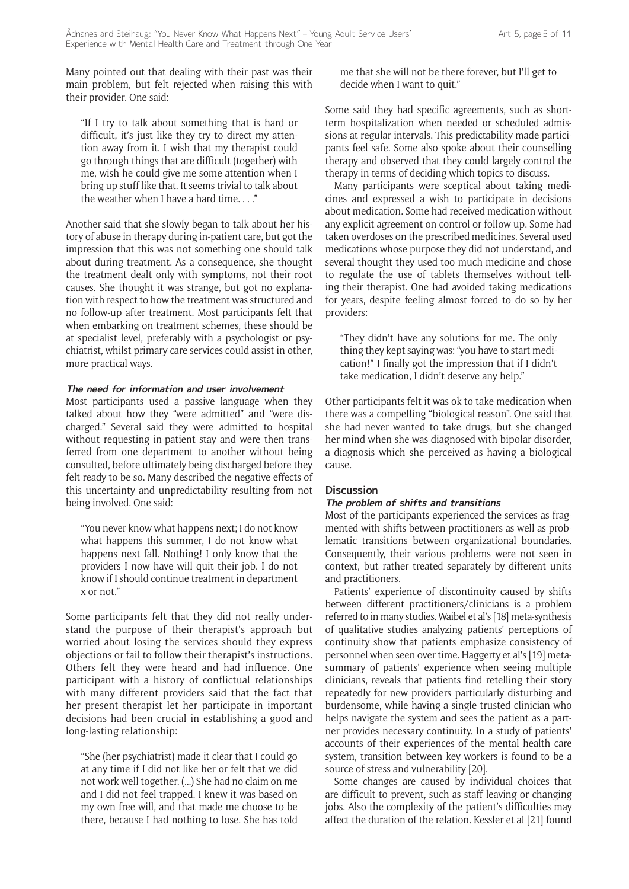Many pointed out that dealing with their past was their main problem, but felt rejected when raising this with their provider. One said:

> "If I try to talk about something that is hard or difficult, it's just like they try to direct my attention away from it. I wish that my therapist could go through things that are difficult (together) with me, wish he could give me some attention when I bring up stuff like that. It seems trivial to talk about the weather when I have a hard time. . . ."

Another said that she slowly began to talk about her history of abuse in therapy during in-patient care, but got the impression that this was not something one should talk about during treatment. As a consequence, she thought the treatment dealt only with symptoms, not their root causes. She thought it was strange, but got no explanation with respect to how the treatment was structured and no follow-up after treatment. Most participants felt that when embarking on treatment schemes, these should be at specialist level, preferably with a psychologist or psychiatrist, whilst primary care services could assist in other, more practical ways.

#### *The need for information and user involvement*

Most participants used a passive language when they talked about how they "were admitted" and "were discharged." Several said they were admitted to hospital without requesting in-patient stay and were then transferred from one department to another without being consulted, before ultimately being discharged before they felt ready to be so. Many described the negative effects of this uncertainty and unpredictability resulting from not being involved. One said:

> "You never know what happens next; I do not know what happens this summer, I do not know what happens next fall. Nothing! I only know that the providers I now have will quit their job. I do not know if I should continue treatment in department x or not."

Some participants felt that they did not really understand the purpose of their therapist's approach but worried about losing the services should they express objections or fail to follow their therapist's instructions. Others felt they were heard and had influence. One participant with a history of conflictual relationships with many different providers said that the fact that her present therapist let her participate in important decisions had been crucial in establishing a good and long-lasting relationship:

> "She (her psychiatrist) made it clear that I could go at any time if I did not like her or felt that we did not work well together. (...) She had no claim on me and I did not feel trapped. I knew it was based on my own free will, and that made me choose to be there, because I had nothing to lose. She has told me that she will not be there forever, but I'll get to decide when I want to quit."

Some said they had specific agreements, such as short-term hospitalization when needed or scheduled admissions at regular intervals. This predictability made participants feel safe. Some also spoke about their counselling therapy and observed that they could largely control the therapy in terms of deciding which topics to discuss.

Many participants were sceptical about taking medicines and expressed a wish to participate in decisions about medication. Some had received medication without any explicit agreement on control or follow up. Some had taken overdoses on the prescribed medicines. Several used medications whose purpose they did not understand, and several thought they used too much medicine and chose to regulate the use of tablets themselves without telling their therapist. One had avoided taking medications for years, despite feeling almost forced to do so by her providers:

> "They didn't have any solutions for me. The only thing they kept saying was: "you have to start medication!" I finally got the impression that if I didn't take medication, I didn't deserve any help."

Other participants felt it was ok to take medication when there was a compelling "biological reason". One said that she had never wanted to take drugs, but she changed her mind when she was diagnosed with bipolar disorder, a diagnosis which she perceived as having a biological cause.

## Discussion

#### *The problem of shifts and transitions*

Most of the participants experienced the services as fragmented with shifts between practitioners as well as problematic transitions between organizational boundaries. Consequently, their various problems were not seen in context, but rather treated separately by different units and practitioners.

Patients' experience of discontinuity caused by shifts between different practitioners/clinicians is a problem referred to in many studies. Waibel et al's [18] meta-synthesis of qualitative studies analyzing patients' perceptions of continuity show that patients emphasize consistency of personnel when seen over time. Haggerty et al's [19] meta-summary of patients' experience when seeing multiple clinicians, reveals that patients find retelling their story repeatedly for new providers particularly disturbing and burdensome, while having a single trusted clinician who helps navigate the system and sees the patient as a partner provides necessary continuity. In a study of patients' accounts of their experiences of the mental health care system, transition between key workers is found to be a source of stress and vulnerability [20].

Some changes are caused by individual choices that are difficult to prevent, such as staff leaving or changing jobs. Also the complexity of the patient's difficulties may affect the duration of the relation. Kessler et al [21] found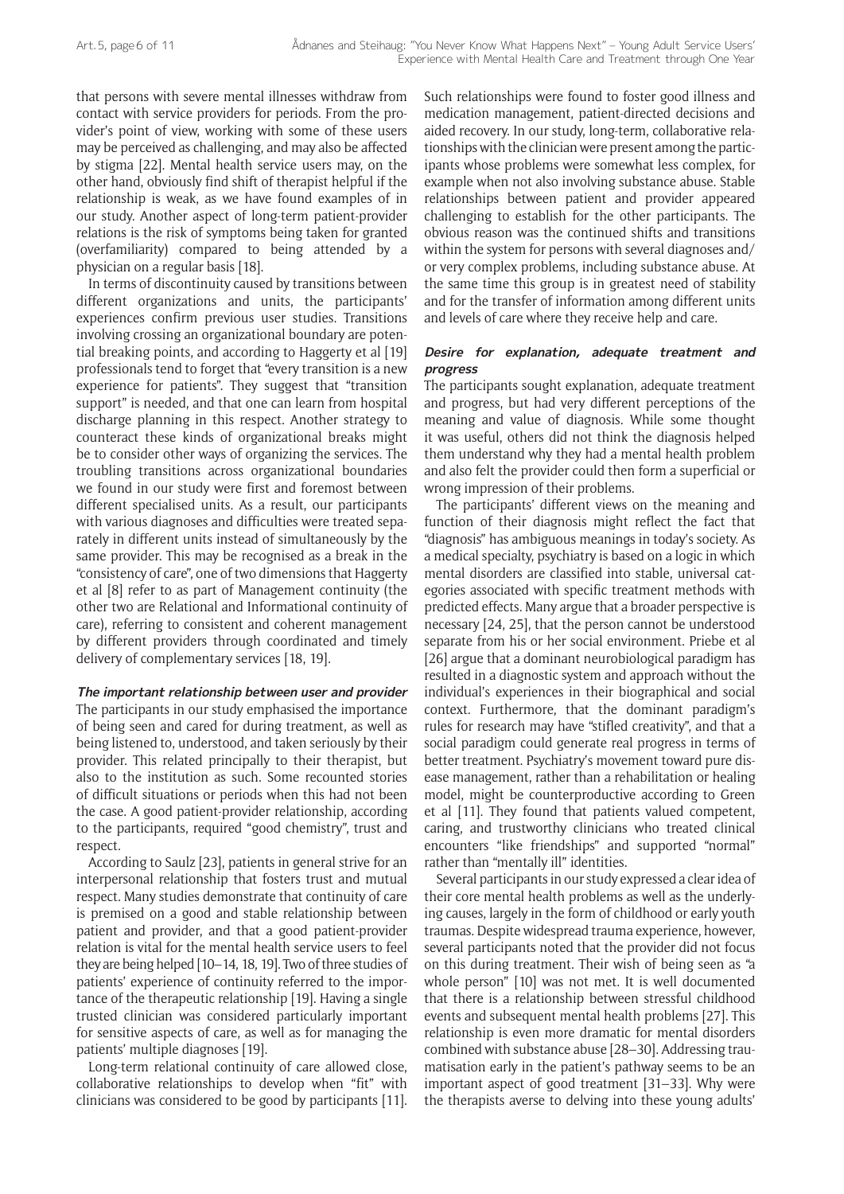that persons with severe mental illnesses withdraw from contact with service providers for periods. From the provider's point of view, working with some of these users may be perceived as challenging, and may also be affected by stigma [22]. Mental health service users may, on the other hand, obviously find shift of therapist helpful if the relationship is weak, as we have found examples of in our study. Another aspect of long-term patient-provider relations is the risk of symptoms being taken for granted (overfamiliarity) compared to being attended by a physician on a regular basis [18].

In terms of discontinuity caused by transitions between different organizations and units, the participants' experiences confirm previous user studies. Transitions involving crossing an organizational boundary are potential breaking points, and according to Haggerty et al [19] professionals tend to forget that "every transition is a new experience for patients". They suggest that "transition support" is needed, and that one can learn from hospital discharge planning in this respect. Another strategy to counteract these kinds of organizational breaks might be to consider other ways of organizing the services. The troubling transitions across organizational boundaries we found in our study were first and foremost between different specialised units. As a result, our participants with various diagnoses and difficulties were treated separately in different units instead of simultaneously by the same provider. This may be recognised as a break in the "consistency of care", one of two dimensions that Haggerty et al [8] refer to as part of Management continuity (the other two are Relational and Informational continuity of care), referring to consistent and coherent management by different providers through coordinated and timely delivery of complementary services [18, 19].

### The important relationship between user and provider

The participants in our study emphasised the importance of being seen and cared for during treatment, as well as being listened to, understood, and taken seriously by their provider. This related principally to their therapist, but also to the institution as such. Some recounted stories of difficult situations or periods when this had not been the case. A good patient-provider relationship, according to the participants, required "good chemistry", trust and respect.

According to Saulz [23], patients in general strive for an interpersonal relationship that fosters trust and mutual respect. Many studies demonstrate that continuity of care is premised on a good and stable relationship between patient and provider, and that a good patient-provider relation is vital for the mental health service users to feel they are being helped [10–14, 18, 19]. Two of three studies of patients' experience of continuity referred to the importance of the therapeutic relationship [19]. Having a single trusted clinician was considered particularly important for sensitive aspects of care, as well as for managing the patients' multiple diagnoses [19].

Long-term relational continuity of care allowed close, collaborative relationships to develop when "fit" with clinicians was considered to be good by participants [11]. Such relationships were found to foster good illness and medication management, patient-directed decisions and aided recovery. In our study, long-term, collaborative relationships with the clinician were present among the participants whose problems were somewhat less complex, for example when not also involving substance abuse. Stable relationships between patient and provider appeared challenging to establish for the other participants. The obvious reason was the continued shifts and transitions within the system for persons with several diagnoses and/or very complex problems, including substance abuse. At the same time this group is in greatest need of stability and for the transfer of information among different units and levels of care where they receive help and care.

### Desire for explanation, adequate treatment and progress

The participants sought explanation, adequate treatment and progress, but had very different perceptions of the meaning and value of diagnosis. While some thought it was useful, others did not think the diagnosis helped them understand why they had a mental health problem and also felt the provider could then form a superficial or wrong impression of their problems.

The participants' different views on the meaning and function of their diagnosis might reflect the fact that "diagnosis" has ambiguous meanings in today's society. As a medical specialty, psychiatry is based on a logic in which mental disorders are classified into stable, universal categories associated with specific treatment methods with predicted effects. Many argue that a broader perspective is necessary [24, 25], that the person cannot be understood separate from his or her social environment. Priebe et al [26] argue that a dominant neurobiological paradigm has resulted in a diagnostic system and approach without the individual's experiences in their biographical and social context. Furthermore, that the dominant paradigm's rules for research may have "stifled creativity", and that a social paradigm could generate real progress in terms of better treatment. Psychiatry's movement toward pure disease management, rather than a rehabilitation or healing model, might be counterproductive according to Green et al [11]. They found that patients valued competent, caring, and trustworthy clinicians who treated clinical encounters "like friendships" and supported "normal" rather than "mentally ill" identities.

Several participants in our study expressed a clear idea of their core mental health problems as well as the underlying causes, largely in the form of childhood or early youth traumas. Despite widespread trauma experience, however, several participants noted that the provider did not focus on this during treatment. Their wish of being seen as "a whole person" [10] was not met. It is well documented that there is a relationship between stressful childhood events and subsequent mental health problems [27]. This relationship is even more dramatic for mental disorders combined with substance abuse [28–30]. Addressing traumatisation early in the patient's pathway seems to be an important aspect of good treatment [31–33]. Why were the therapists averse to delving into these young adults'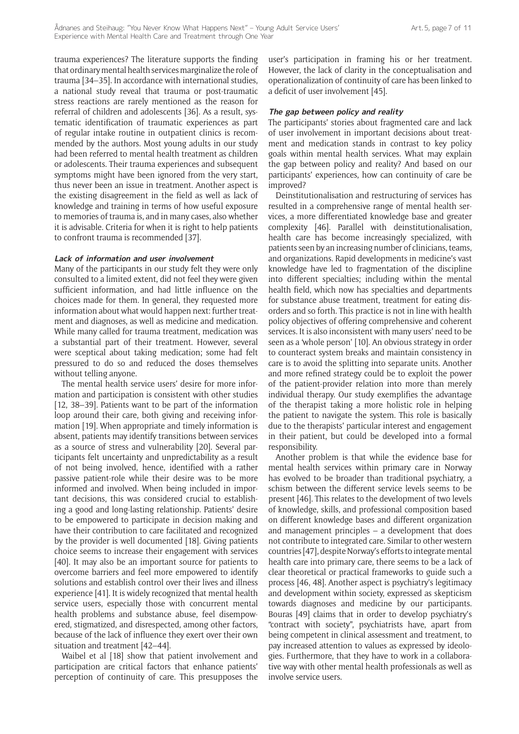trauma experiences? The literature supports the finding that ordinary mental health services marginalize the role of trauma [34–35]. In accordance with international studies, a national study reveal that trauma or post-traumatic stress reactions are rarely mentioned as the reason for referral of children and adolescents [36]. As a result, systematic identification of traumatic experiences as part of regular intake routine in outpatient clinics is recommended by the authors. Most young adults in our study had been referred to mental health treatment as children or adolescents. Their trauma experiences and subsequent symptoms might have been ignored from the very start, thus never been an issue in treatment. Another aspect is the existing disagreement in the field as well as lack of knowledge and training in terms of how useful exposure to memories of trauma is, and in many cases, also whether it is advisable. Criteria for when it is right to help patients to confront trauma is recommended [37].

#### Lack of information and user involvement

Many of the participants in our study felt they were only consulted to a limited extent, did not feel they were given sufficient information, and had little influence on the choices made for them. In general, they requested more information about what would happen next: further treatment and diagnoses, as well as medicine and medication. While many called for trauma treatment, medication was a substantial part of their treatment. However, several were sceptical about taking medication; some had felt pressured to do so and reduced the doses themselves without telling anyone.

The mental health service users' desire for more information and participation is consistent with other studies [12, 38–39]. Patients want to be part of the information loop around their care, both giving and receiving information [19]. When appropriate and timely information is absent, patients may identify transitions between services as a source of stress and vulnerability [20]. Several participants felt uncertainty and unpredictability as a result of not being involved, hence, identified with a rather passive patient-role while their desire was to be more informed and involved. When being included in important decisions, this was considered crucial to establishing a good and long-lasting relationship. Patients' desire to be empowered to participate in decision making and have their contribution to care facilitated and recognized by the provider is well documented [18]. Giving patients choice seems to increase their engagement with services [40]. It may also be an important source for patients to overcome barriers and feel more empowered to identify solutions and establish control over their lives and illness experience [41]. It is widely recognized that mental health service users, especially those with concurrent mental health problems and substance abuse, feel disempowered, stigmatized, and disrespected, among other factors, because of the lack of influence they exert over their own situation and treatment [42–44].

Waibel et al [18] show that patient involvement and participation are critical factors that enhance patients' perception of continuity of care. This presupposes the user's participation in framing his or her treatment. However, the lack of clarity in the conceptualisation and operationalization of continuity of care has been linked to a deficit of user involvement [45].

#### The gap between policy and reality

The participants' stories about fragmented care and lack of user involvement in important decisions about treatment and medication stands in contrast to key policy goals within mental health services. What may explain the gap between policy and reality? And based on our participants' experiences, how can continuity of care be improved?

Deinstitutionalisation and restructuring of services has resulted in a comprehensive range of mental health services, a more differentiated knowledge base and greater complexity [46]. Parallel with deinstitutionalisation, health care has become increasingly specialized, with patients seen by an increasing number of clinicians, teams, and organizations. Rapid developments in medicine's vast knowledge have led to fragmentation of the discipline into different specialties; including within the mental health field, which now has specialties and departments for substance abuse treatment, treatment for eating disorders and so forth. This practice is not in line with health policy objectives of offering comprehensive and coherent services. It is also inconsistent with many users' need to be seen as a 'whole person' [10]. An obvious strategy in order to counteract system breaks and maintain consistency in care is to avoid the splitting into separate units. Another and more refined strategy could be to exploit the power of the patient-provider relation into more than merely individual therapy. Our study exemplifies the advantage of the therapist taking a more holistic role in helping the patient to navigate the system. This role is basically due to the therapists' particular interest and engagement in their patient, but could be developed into a formal responsibility.

Another problem is that while the evidence base for mental health services within primary care in Norway has evolved to be broader than traditional psychiatry, a schism between the different service levels seems to be present [46]. This relates to the development of two levels of knowledge, skills, and professional composition based on different knowledge bases and different organization and management principles – a development that does not contribute to integrated care. Similar to other western countries [47], despite Norway's efforts to integrate mental health care into primary care, there seems to be a lack of clear theoretical or practical frameworks to guide such a process [46, 48]. Another aspect is psychiatry's legitimacy and development within society, expressed as skepticism towards diagnoses and medicine by our participants. Bouras [49] claims that in order to develop psychiatry's "contract with society", psychiatrists have, apart from being competent in clinical assessment and treatment, to pay increased attention to values as expressed by ideologies. Furthermore, that they have to work in a collaborative way with other mental health professionals as well as involve service users.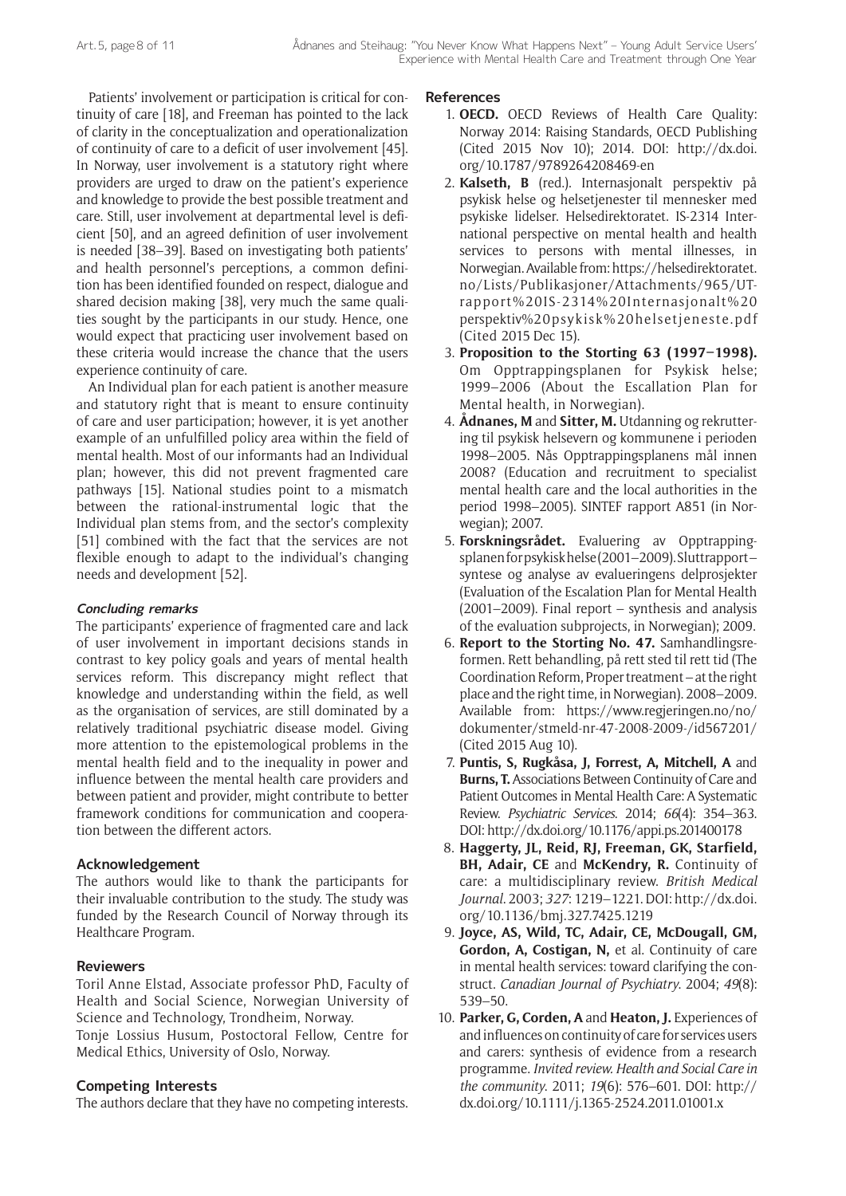Patients' involvement or participation is critical for continuity of care [18], and Freeman has pointed to the lack of clarity in the conceptualization and operationalization of continuity of care to a deficit of user involvement [45]. In Norway, user involvement is a statutory right where providers are urged to draw on the patient's experience and knowledge to provide the best possible treatment and care. Still, user involvement at departmental level is deficient [50], and an agreed definition of user involvement is needed [38–39]. Based on investigating both patients' and health personnel's perceptions, a common definition has been identified founded on respect, dialogue and shared decision making [38], very much the same qualities sought by the participants in our study. Hence, one would expect that practicing user involvement based on these criteria would increase the chance that the users experience continuity of care.

An Individual plan for each patient is another measure and statutory right that is meant to ensure continuity of care and user participation; however, it is yet another example of an unfulfilled policy area within the field of mental health. Most of our informants had an Individual plan; however, this did not prevent fragmented care pathways [15]. National studies point to a mismatch between the rational-instrumental logic that the Individual plan stems from, and the sector's complexity [51] combined with the fact that the services are not flexible enough to adapt to the individual's changing needs and development [52].

### *Concluding remarks*

The participants' experience of fragmented care and lack of user involvement in important decisions stands in contrast to key policy goals and years of mental health services reform. This discrepancy might reflect that knowledge and understanding within the field, as well as the organisation of services, are still dominated by a relatively traditional psychiatric disease model. Giving more attention to the epistemological problems in the mental health field and to the inequality in power and influence between the mental health care providers and between patient and provider, might contribute to better framework conditions for communication and cooperation between the different actors.

## Acknowledgement

The authors would like to thank the participants for their invaluable contribution to the study. The study was funded by the Research Council of Norway through its Healthcare Program.

## Reviewers

Toril Anne Elstad, Associate professor PhD, Faculty of Health and Social Science, Norwegian University of Science and Technology, Trondheim, Norway.

Tonje Lossius Husum, Postoctoral Fellow, Centre for Medical Ethics, University of Oslo, Norway.

## Competing Interests

The authors declare that they have no competing interests.

## References

1. **OECD.** OECD Reviews of Health Care Quality: Norway 2014: Raising Standards, OECD Publishing (Cited 2015 Nov 10); 2014. DOI: http://dx.doi.org/10.1787/9789264208469-en
2. **Kalseth, B** (red.). Internasjonalt perspektiv på psykisk helse og helsetjenester til mennesker med psykiske lidelser. Helsedirektoratet. IS-2314 International perspective on mental health and health services to persons with mental illnesses, in Norwegian. Available from: https://helsedirektoratet.no/Lists/Publikasjoner/Attachments/965/UT-rapport%20IS-2314%20Internasjonalt%20perspektiv%20psykisk%20helsetjeneste.pdf (Cited 2015 Dec 15).
3. **Proposition to the Storting 63 (1997–1998).** Om Opptrappingsplanen for Psykisk helse; 1999–2006 (About the Escallation Plan for Mental health, in Norwegian).
4. **Ådnanes, M** and **Sitter, M.** Utdanning og rekruttering til psykisk helsevern og kommunene i perioden 1998–2005. Nås Opptrappingsplanens mål innen 2008? (Education and recruitment to specialist mental health care and the local authorities in the period 1998–2005). SINTEF rapport A851 (in Norwegian); 2007.
5. **Forskningsrådet.** Evaluering av Opptrappingsplanen for psykisk helse (2001–2009). Sluttrapport – syntese og analyse av evalueringens delprosjekter (Evaluation of the Escalation Plan for Mental Health (2001–2009). Final report – synthesis and analysis of the evaluation subprojects, in Norwegian); 2009.
6. **Report to the Storting No. 47.** Samhandlingsreformen. Rett behandling, på rett sted til rett tid (The Coordination Reform, Proper treatment – at the right place and the right time, in Norwegian). 2008–2009. Available from: https://www.regjeringen.no/no/dokumenter/stmeld-nr-47-2008-2009-/id567201/ (Cited 2015 Aug 10).
7. **Puntis, S, Rugkåsa, J, Forrest, A, Mitchell, A** and **Burns, T.** Associations Between Continuity of Care and Patient Outcomes in Mental Health Care: A Systematic Review. *Psychiatric Services*. 2014; *66*(4): 354–363. DOI: http://dx.doi.org/10.1176/appi.ps.201400178
8. **Haggerty, JL, Reid, RJ, Freeman, GK, Starfield, BH, Adair, CE** and **McKendry, R.** Continuity of care: a multidisciplinary review. *British Medical Journal*. 2003; *327*: 1219–1221. DOI: http://dx.doi.org/10.1136/bmj.327.7425.1219
9. **Joyce, AS, Wild, TC, Adair, CE, McDougall, GM, Gordon, A, Costigan, N,** et al. Continuity of care in mental health services: toward clarifying the construct. *Canadian Journal of Psychiatry*. 2004; *49*(8): 539–50.
10. **Parker, G, Corden, A** and **Heaton, J.** Experiences of and influences on continuity of care for services users and carers: synthesis of evidence from a research programme. *Invited review. Health and Social Care in the community*. 2011; *19*(6): 576–601. DOI: http://dx.doi.org/10.1111/j.1365-2524.2011.01001.x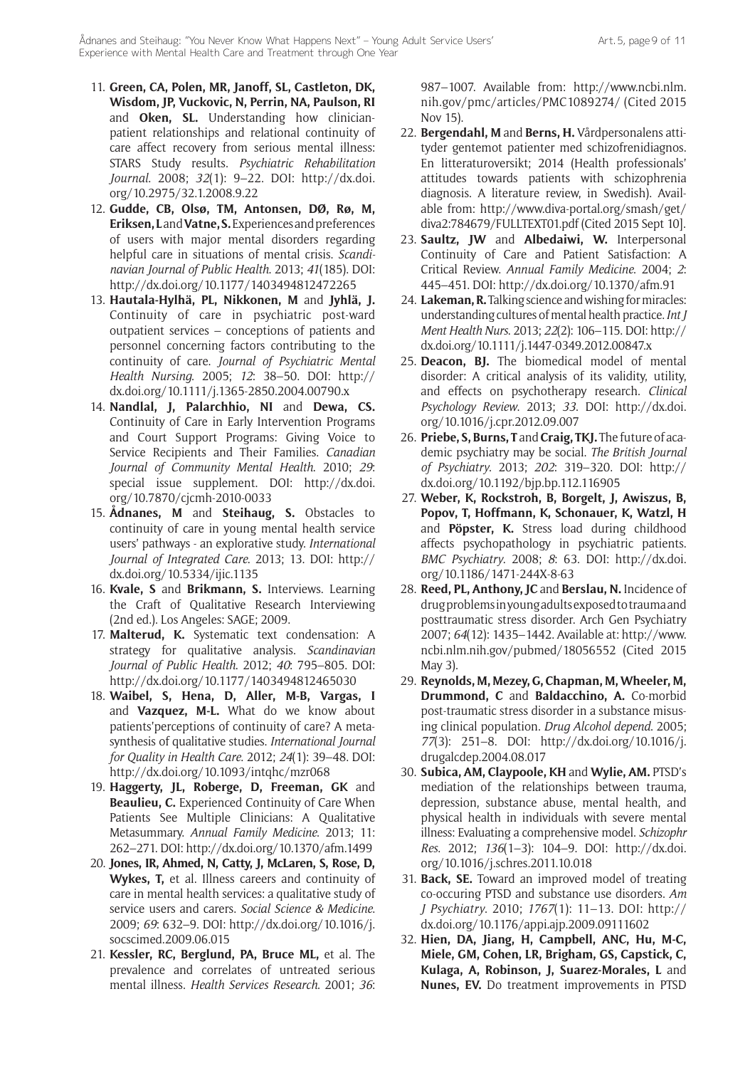11. **Green, CA, Polen, MR, Janoff, SL, Castleton, DK, Wisdom, JP, Vuckovic, N, Perrin, NA, Paulson, RI** and **Oken, SL.** Understanding how clinician-patient relationships and relational continuity of care affect recovery from serious mental illness: STARS Study results. *Psychiatric Rehabilitation Journal*. 2008; *32*(1): 9–22. DOI: http://dx.doi.org/10.2975/32.1.2008.9.22
12. **Gudde, CB, Olsø, TM, Antonsen, DØ, Rø, M, Eriksen, L** and **Vatne, S.** Experiences and preferences of users with major mental disorders regarding helpful care in situations of mental crisis. *Scandinavian Journal of Public Health*. 2013; *41*(185). DOI: http://dx.doi.org/10.1177/1403494812472265
13. **Hautala-Hylhä, PL, Nikkonen, M** and **Jyhlä, J.** Continuity of care in psychiatric post-ward outpatient services – conceptions of patients and personnel concerning factors contributing to the continuity of care. *Journal of Psychiatric Mental Health Nursing*. 2005; *12*: 38–50. DOI: http://dx.doi.org/10.1111/j.1365-2850.2004.00790.x
14. **Nandlal, J, Palarchhio, NI** and **Dewa, CS.** Continuity of Care in Early Intervention Programs and Court Support Programs: Giving Voice to Service Recipients and Their Families. *Canadian Journal of Community Mental Health*. 2010; *29*: special issue supplement. DOI: http://dx.doi.org/10.7870/cjcmh-2010-0033
15. **Ådnanes, M** and **Steihaug, S.** Obstacles to continuity of care in young mental health service users' pathways - an explorative study. *International Journal of Integrated Care*. 2013; 13. DOI: http://dx.doi.org/10.5334/ijic.1135
16. **Kvale, S** and **Brikmann, S.** Interviews. Learning the Craft of Qualitative Research Interviewing (2nd ed.). Los Angeles: SAGE; 2009.
17. **Malterud, K.** Systematic text condensation: A strategy for qualitative analysis. *Scandinavian Journal of Public Health*. 2012; *40*: 795–805. DOI: http://dx.doi.org/10.1177/1403494812465030
18. **Waibel, S, Hena, D, Aller, M-B, Vargas, I** and **Vazquez, M-L.** What do we know about patients'perceptions of continuity of care? A meta-synthesis of qualitative studies. *International Journal for Quality in Health Care*. 2012; *24*(1): 39–48. DOI: http://dx.doi.org/10.1093/intqhc/mzr068
19. **Haggerty, JL, Roberge, D, Freeman, GK** and **Beaulieu, C.** Experienced Continuity of Care When Patients See Multiple Clinicians: A Qualitative Metasummary. *Annual Family Medicine*. 2013; 11: 262–271. DOI: http://dx.doi.org/10.1370/afm.1499
20. **Jones, IR, Ahmed, N, Catty, J, McLaren, S, Rose, D, Wykes, T,** et al. Illness careers and continuity of care in mental health services: a qualitative study of service users and carers. *Social Science & Medicine*. 2009; *69*: 632–9. DOI: http://dx.doi.org/10.1016/j.socscimed.2009.06.015
21. **Kessler, RC, Berglund, PA, Bruce ML,** et al. The prevalence and correlates of untreated serious mental illness. *Health Services Research*. 2001; *36*: 987–1007. Available from: http://www.ncbi.nlm.nih.gov/pmc/articles/PMC1089274/ (Cited 2015 Nov 15).
22. **Bergendahl, M** and **Berns, H.** Vårdpersonalens attityder gentemot patienter med schizofrenidiagnos. En litteraturoversikt; 2014 (Health professionals' attitudes towards patients with schizophrenia diagnosis. A literature review, in Swedish). Available from: http://www.diva-portal.org/smash/get/diva2:784679/FULLTEXT01.pdf (Cited 2015 Sept 10].
23. **Saultz, JW** and **Albedaiwi, W.** Interpersonal Continuity of Care and Patient Satisfaction: A Critical Review. *Annual Family Medicine*. 2004; *2*: 445–451. DOI: http://dx.doi.org/10.1370/afm.91
24. **Lakeman, R.** Talking science and wishing for miracles: understanding cultures of mental health practice. *Int J Ment Health Nurs*. 2013; *22*(2): 106–115. DOI: http://dx.doi.org/10.1111/j.1447-0349.2012.00847.x
25. **Deacon, BJ.** The biomedical model of mental disorder: A critical analysis of its validity, utility, and effects on psychotherapy research. *Clinical Psychology Review*. 2013; *33*. DOI: http://dx.doi.org/10.1016/j.cpr.2012.09.007
26. **Priebe, S, Burns, T** and **Craig, TKJ.** The future of academic psychiatry may be social. *The British Journal of Psychiatry*. 2013; *202*: 319–320. DOI: http://dx.doi.org/10.1192/bjp.bp.112.116905
27. **Weber, K, Rockstroh, B, Borgelt, J, Awiszus, B, Popov, T, Hoffmann, K, Schonauer, K, Watzl, H** and **Pöpster, K.** Stress load during childhood affects psychopathology in psychiatric patients. *BMC Psychiatry*. 2008; *8*: 63. DOI: http://dx.doi.org/10.1186/1471-244X-8-63
28. **Reed, PL, Anthony, JC** and **Berslau, N.** Incidence of drug problems in young adults exposed to trauma and posttraumatic stress disorder. Arch Gen Psychiatry 2007; *64*(12): 1435–1442. Available at: http://www.ncbi.nlm.nih.gov/pubmed/18056552 (Cited 2015 May 3).
29. **Reynolds, M, Mezey, G, Chapman, M, Wheeler, M, Drummond, C** and **Baldacchino, A.** Co-morbid post-traumatic stress disorder in a substance misusing clinical population. *Drug Alcohol depend*. 2005; *77*(3): 251–8. DOI: http://dx.doi.org/10.1016/j.drugalcdep.2004.08.017
30. **Subica, AM, Claypoole, KH** and **Wylie, AM.** PTSD's mediation of the relationships between trauma, depression, substance abuse, mental health, and physical health in individuals with severe mental illness: Evaluating a comprehensive model. *Schizophr Res*. 2012; *136*(1–3): 104–9. DOI: http://dx.doi.org/10.1016/j.schres.2011.10.018
31. **Back, SE.** Toward an improved model of treating co-occuring PTSD and substance use disorders. *Am J Psychiatry*. 2010; *1767*(1): 11–13. DOI: http://dx.doi.org/10.1176/appi.ajp.2009.09111602
32. **Hien, DA, Jiang, H, Campbell, ANC, Hu, M-C, Miele, GM, Cohen, LR, Brigham, GS, Capstick, C, Kulaga, A, Robinson, J, Suarez-Morales, L** and **Nunes, EV.** Do treatment improvements in PTSD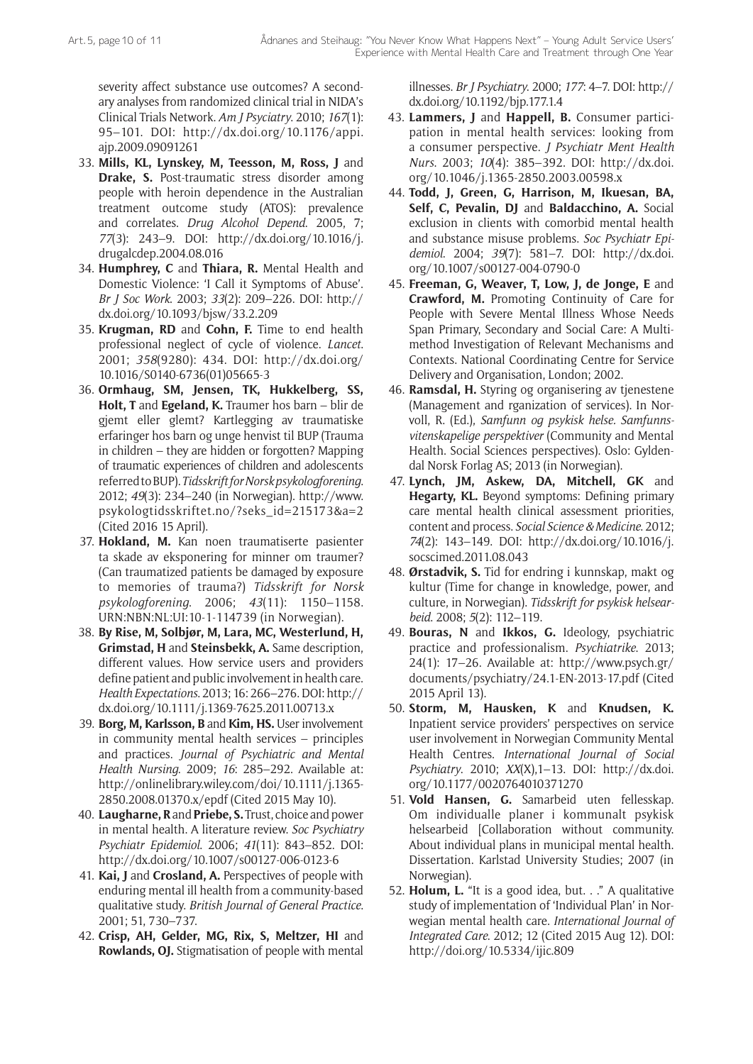severity affect substance use outcomes? A secondary analyses from randomized clinical trial in NIDA's Clinical Trials Network. *Am J Psyciatry*. 2010; *167*(1): 95–101. DOI: http://dx.doi.org/10.1176/appi.ajp.2009.09091261

33. **Mills, KL, Lynskey, M, Teesson, M, Ross, J** and **Drake, S.** Post-traumatic stress disorder among people with heroin dependence in the Australian treatment outcome study (ATOS): prevalence and correlates. *Drug Alcohol Depend*. 2005, 7; *77*(3): 243–9. DOI: http://dx.doi.org/10.1016/j.drugalcdep.2004.08.016
34. **Humphrey, C** and **Thiara, R.** Mental Health and Domestic Violence: 'I Call it Symptoms of Abuse'. *Br J Soc Work*. 2003; *33*(2): 209–226. DOI: http://dx.doi.org/10.1093/bjsw/33.2.209
35. **Krugman, RD** and **Cohn, F.** Time to end health professional neglect of cycle of violence. *Lancet*. 2001; *358*(9280): 434. DOI: http://dx.doi.org/10.1016/S0140-6736(01)05665-3
36. **Ormhaug, SM, Jensen, TK, Hukkelberg, SS, Holt, T** and **Egeland, K.** Traumer hos barn – blir de gjemt eller glemt? Kartlegging av traumatiske erfaringer hos barn og unge henvist til BUP (Trauma in children – they are hidden or forgotten? Mapping of traumatic experiences of children and adolescents referred to BUP). *Tidsskrift for Norsk psykologforening*. 2012; *49*(3): 234–240 (in Norwegian). http://www.psykologtidsskriftet.no/?seks_id=215173&a=2 (Cited 2016 15 April).
37. **Hokland, M.** Kan noen traumatiserte pasienter ta skade av eksponering for minner om traumer? (Can traumatized patients be damaged by exposure to memories of trauma?) *Tidsskrift for Norsk psykologforening*. 2006; *43*(11): 1150–1158. URN:NBN:NL:UI:10-1-114739 (in Norwegian).
38. **By Rise, M, Solbjør, M, Lara, MC, Westerlund, H, Grimstad, H** and **Steinsbekk, A.** Same description, different values. How service users and providers define patient and public involvement in health care. *Health Expectations*. 2013; 16: 266–276. DOI: http://dx.doi.org/10.1111/j.1369-7625.2011.00713.x
39. **Borg, M, Karlsson, B** and **Kim, HS.** User involvement in community mental health services – principles and practices. *Journal of Psychiatric and Mental Health Nursing*. 2009; *16*: 285–292. Available at: http://onlinelibrary.wiley.com/doi/10.1111/j.1365-2850.2008.01370.x/epdf (Cited 2015 May 10).
40. **Laugharne, R** and **Priebe, S.** Trust, choice and power in mental health. A literature review. *Soc Psychiatry Psychiatr Epidemiol*. 2006; *41*(11): 843–852. DOI: http://dx.doi.org/10.1007/s00127-006-0123-6
41. **Kai, J** and **Crosland, A.** Perspectives of people with enduring mental ill health from a community-based qualitative study. *British Journal of General Practice*. 2001; 51, 730–737.
42. **Crisp, AH, Gelder, MG, Rix, S, Meltzer, HI** and **Rowlands, OJ.** Stigmatisation of people with mental illnesses. *Br J Psychiatry*. 2000; *177*: 4–7. DOI: http://dx.doi.org/10.1192/bjp.177.1.4
43. **Lammers, J** and **Happell, B.** Consumer participation in mental health services: looking from a consumer perspective. *J Psychiatr Ment Health Nurs*. 2003; *10*(4): 385–392. DOI: http://dx.doi.org/10.1046/j.1365-2850.2003.00598.x
44. **Todd, J, Green, G, Harrison, M, Ikuesan, BA, Self, C, Pevalin, DJ** and **Baldacchino, A.** Social exclusion in clients with comorbid mental health and substance misuse problems. *Soc Psychiatr Epidemiol*. 2004; *39*(7): 581–7. DOI: http://dx.doi.org/10.1007/s00127-004-0790-0
45. **Freeman, G, Weaver, T, Low, J, de Jonge, E** and **Crawford, M.** Promoting Continuity of Care for People with Severe Mental Illness Whose Needs Span Primary, Secondary and Social Care: A Multimethod Investigation of Relevant Mechanisms and Contexts. National Coordinating Centre for Service Delivery and Organisation, London; 2002.
46. **Ramsdal, H.** Styring og organisering av tjenestene (Management and rganization of services). In Norvoll, R. (Ed.), *Samfunn og psykisk helse. Samfunnsvitenskapelige perspektiver* (Community and Mental Health. Social Sciences perspectives). Oslo: Gyldendal Norsk Forlag AS; 2013 (in Norwegian).
47. **Lynch, JM, Askew, DA, Mitchell, GK** and **Hegarty, KL.** Beyond symptoms: Defining primary care mental health clinical assessment priorities, content and process. *Social Science & Medicine*. 2012; *74*(2): 143–149. DOI: http://dx.doi.org/10.1016/j.socscimed.2011.08.043
48. **Ørstadvik, S.** Tid for endring i kunnskap, makt og kultur (Time for change in knowledge, power, and culture, in Norwegian). *Tidsskrift for psykisk helsearbeid*. 2008; *5*(2): 112–119.
49. **Bouras, N** and **Ikkos, G.** Ideology, psychiatric practice and professionalism. *Psychiatrike*. 2013; 24(1): 17–26. Available at: http://www.psych.gr/documents/psychiatry/24.1-EN-2013-17.pdf (Cited 2015 April 13).
50. **Storm, M, Hausken, K** and **Knudsen, K.** Inpatient service providers' perspectives on service user involvement in Norwegian Community Mental Health Centres. *International Journal of Social Psychiatry*. 2010; *XX*(X),1–13. DOI: http://dx.doi.org/10.1177/0020764010371270
51. **Vold Hansen, G.** Samarbeid uten fellesskap. Om individualle planer i kommunalt psykisk helsearbeid [Collaboration without community. About individual plans in municipal mental health. Dissertation. Karlstad University Studies; 2007 (in Norwegian).
52. **Holum, L.** "It is a good idea, but. . ." A qualitative study of implementation of 'Individual Plan' in Norwegian mental health care. *International Journal of Integrated Care*. 2012; 12 (Cited 2015 Aug 12). DOI: http://doi.org/10.5334/ijic.809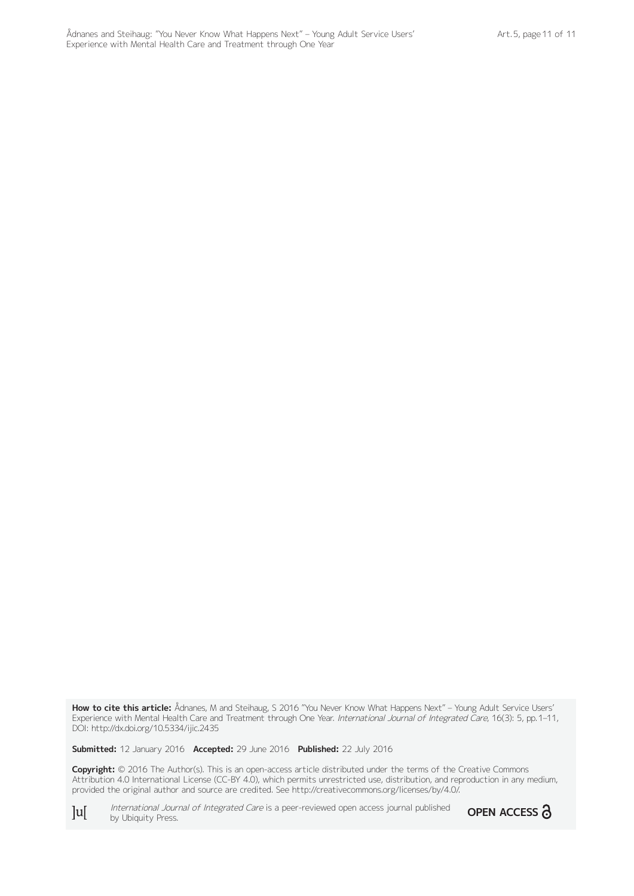**How to cite this article:** Ådnanes, M and Steihaug, S 2016 "You Never Know What Happens Next" – Young Adult Service Users' Experience with Mental Health Care and Treatment through One Year. *International Journal of Integrated Care*, 16(3): 5, pp. 1–11, DOI: http://dx.doi.org/10.5334/ijic.2435

**Submitted:** 12 January 2016 **Accepted:** 29 June 2016 **Published:** 22 July 2016

**Copyright:** © 2016 The Author(s). This is an open-access article distributed under the terms of the Creative Commons Attribution 4.0 International License (CC-BY 4.0), which permits unrestricted use, distribution, and reproduction in any medium, provided the original author and source are credited. See http://creativecommons.org/licenses/by/4.0/.

]u[ *International Journal of Integrated Care* is a peer-reviewed open access journal published by Ubiquity Press.

**OPEN ACCESS**